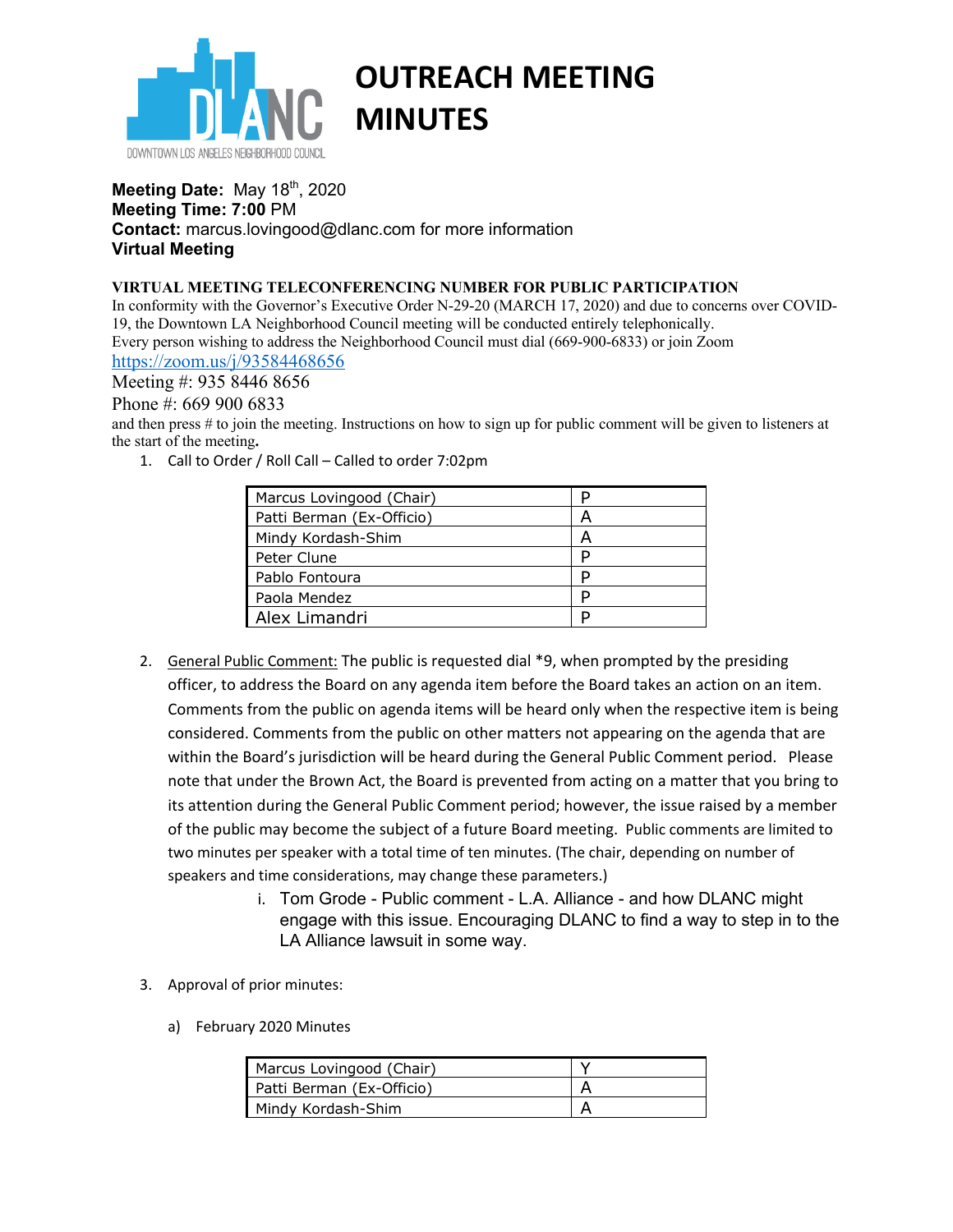DOWNTOWN LOS ANGELES NEIGHBORHOOD COUNCIL

# OUTREACH MEETING MINUTES

**Meeting Date:** May 18th, 2020
**Meeting Time: 7:00** PM
**Contact:** marcus.lovingood@dlanc.com for more information
**Virtual Meeting**

**VIRTUAL MEETING TELECONFERENCING NUMBER FOR PUBLIC PARTICIPATION**

In conformity with the Governor's Executive Order N-29-20 (MARCH 17, 2020) and due to concerns over COVID-19, the Downtown LA Neighborhood Council meeting will be conducted entirely telephonically.
Every person wishing to address the Neighborhood Council must dial (669-900-6833) or join Zoom
https://zoom.us/j/93584468656
Meeting #: 935 8446 8656
Phone #: 669 900 6833
and then press # to join the meeting. Instructions on how to sign up for public comment will be given to listeners at the start of the meeting**.**

1. Call to Order / Roll Call – Called to order 7:02pm

| Marcus Lovingood (Chair) | P |
|---|---|
| Patti Berman (Ex-Officio) | A |
| Mindy Kordash-Shim | A |
| Peter Clune | P |
| Pablo Fontoura | P |
| Paola Mendez | P |
| Alex Limandri | P |

2. General Public Comment: The public is requested dial *9, when prompted by the presiding officer, to address the Board on any agenda item before the Board takes an action on an item. Comments from the public on agenda items will be heard only when the respective item is being considered. Comments from the public on other matters not appearing on the agenda that are within the Board's jurisdiction will be heard during the General Public Comment period. Please note that under the Brown Act, the Board is prevented from acting on a matter that you bring to its attention during the General Public Comment period; however, the issue raised by a member of the public may become the subject of a future Board meeting. Public comments are limited to two minutes per speaker with a total time of ten minutes. (The chair, depending on number of speakers and time considerations, may change these parameters.)
    i. Tom Grode - Public comment - L.A. Alliance - and how DLANC might engage with this issue. Encouraging DLANC to find a way to step in to the LA Alliance lawsuit in some way.

3. Approval of prior minutes:

    a) February 2020 Minutes

| Marcus Lovingood (Chair) | Y |
|---|---|
| Patti Berman (Ex-Officio) | A |
| Mindy Kordash-Shim | A |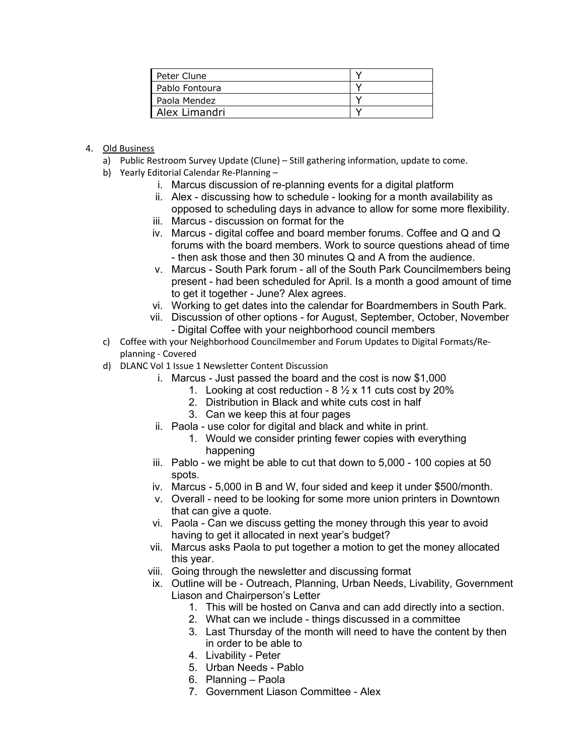| Peter Clune | Y |
|---|---|
| Pablo Fontoura | Y |
| Paola Mendez | Y |
| Alex Limandri | Y |

4. Old Business
   a) Public Restroom Survey Update (Clune) – Still gathering information, update to come.
   b) Yearly Editorial Calendar Re-Planning –
      i. Marcus discussion of re-planning events for a digital platform
      ii. Alex - discussing how to schedule - looking for a month availability as opposed to scheduling days in advance to allow for some more flexibility.
      iii. Marcus - discussion on format for the
      iv. Marcus - digital coffee and board member forums. Coffee and Q and Q forums with the board members. Work to source questions ahead of time - then ask those and then 30 minutes Q and A from the audience.
      v. Marcus - South Park forum - all of the South Park Councilmembers being present - had been scheduled for April. Is a month a good amount of time to get it together - June? Alex agrees.
      vi. Working to get dates into the calendar for Boardmembers in South Park.
      vii. Discussion of other options - for August, September, October, November - Digital Coffee with your neighborhood council members
   c) Coffee with your Neighborhood Councilmember and Forum Updates to Digital Formats/Re-planning - Covered
   d) DLANC Vol 1 Issue 1 Newsletter Content Discussion
      i. Marcus - Just passed the board and the cost is now $1,000
         1. Looking at cost reduction - 8 ½ x 11 cuts cost by 20%
         2. Distribution in Black and white cuts cost in half
         3. Can we keep this at four pages
      ii. Paola - use color for digital and black and white in print.
         1. Would we consider printing fewer copies with everything happening
      iii. Pablo - we might be able to cut that down to 5,000 - 100 copies at 50 spots.
      iv. Marcus - 5,000 in B and W, four sided and keep it under $500/month.
      v. Overall - need to be looking for some more union printers in Downtown that can give a quote.
      vi. Paola - Can we discuss getting the money through this year to avoid having to get it allocated in next year's budget?
      vii. Marcus asks Paola to put together a motion to get the money allocated this year.
      viii. Going through the newsletter and discussing format
      ix. Outline will be - Outreach, Planning, Urban Needs, Livability, Government Liason and Chairperson's Letter
         1. This will be hosted on Canva and can add directly into a section.
         2. What can we include - things discussed in a committee
         3. Last Thursday of the month will need to have the content by then in order to be able to
         4. Livability - Peter
         5. Urban Needs - Pablo
         6. Planning – Paola
         7. Government Liason Committee - Alex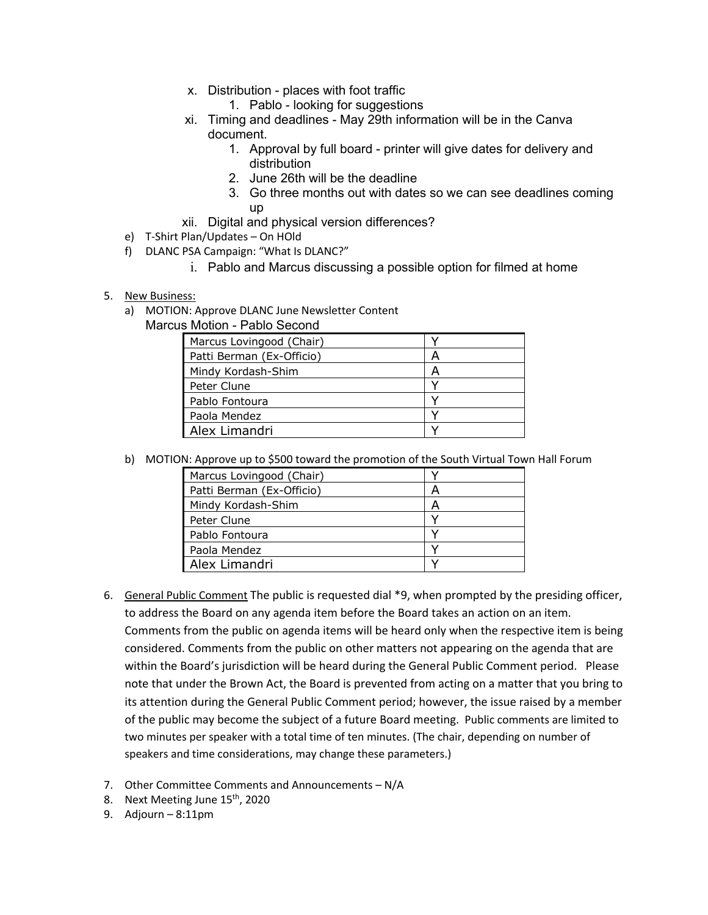x. Distribution - places with foot traffic
    1. Pablo - looking for suggestions

xi. Timing and deadlines - May 29th information will be in the Canva document.
    1. Approval by full board - printer will give dates for delivery and distribution
    2. June 26th will be the deadline
    3. Go three months out with dates so we can see deadlines coming up

xii. Digital and physical version differences?

e) T-Shirt Plan/Updates – On HOld

f) DLANC PSA Campaign: "What Is DLANC?"
    i. Pablo and Marcus discussing a possible option for filmed at home

5. New Business:

a) MOTION: Approve DLANC June Newsletter Content

Marcus Motion - Pablo Second

| | |
|---|---|
| Marcus Lovingood (Chair) | Y |
| Patti Berman (Ex-Officio) | A |
| Mindy Kordash-Shim | A |
| Peter Clune | Y |
| Pablo Fontoura | Y |
| Paola Mendez | Y |
| Alex Limandri | Y |

b) MOTION: Approve up to $500 toward the promotion of the South Virtual Town Hall Forum

| | |
|---|---|
| Marcus Lovingood (Chair) | Y |
| Patti Berman (Ex-Officio) | A |
| Mindy Kordash-Shim | A |
| Peter Clune | Y |
| Pablo Fontoura | Y |
| Paola Mendez | Y |
| Alex Limandri | Y |

6. General Public Comment The public is requested dial *9, when prompted by the presiding officer, to address the Board on any agenda item before the Board takes an action on an item. Comments from the public on agenda items will be heard only when the respective item is being considered. Comments from the public on other matters not appearing on the agenda that are within the Board's jurisdiction will be heard during the General Public Comment period. Please note that under the Brown Act, the Board is prevented from acting on a matter that you bring to its attention during the General Public Comment period; however, the issue raised by a member of the public may become the subject of a future Board meeting. Public comments are limited to two minutes per speaker with a total time of ten minutes. (The chair, depending on number of speakers and time considerations, may change these parameters.)

7. Other Committee Comments and Announcements – N/A

8. Next Meeting June 15th, 2020

9. Adjourn – 8:11pm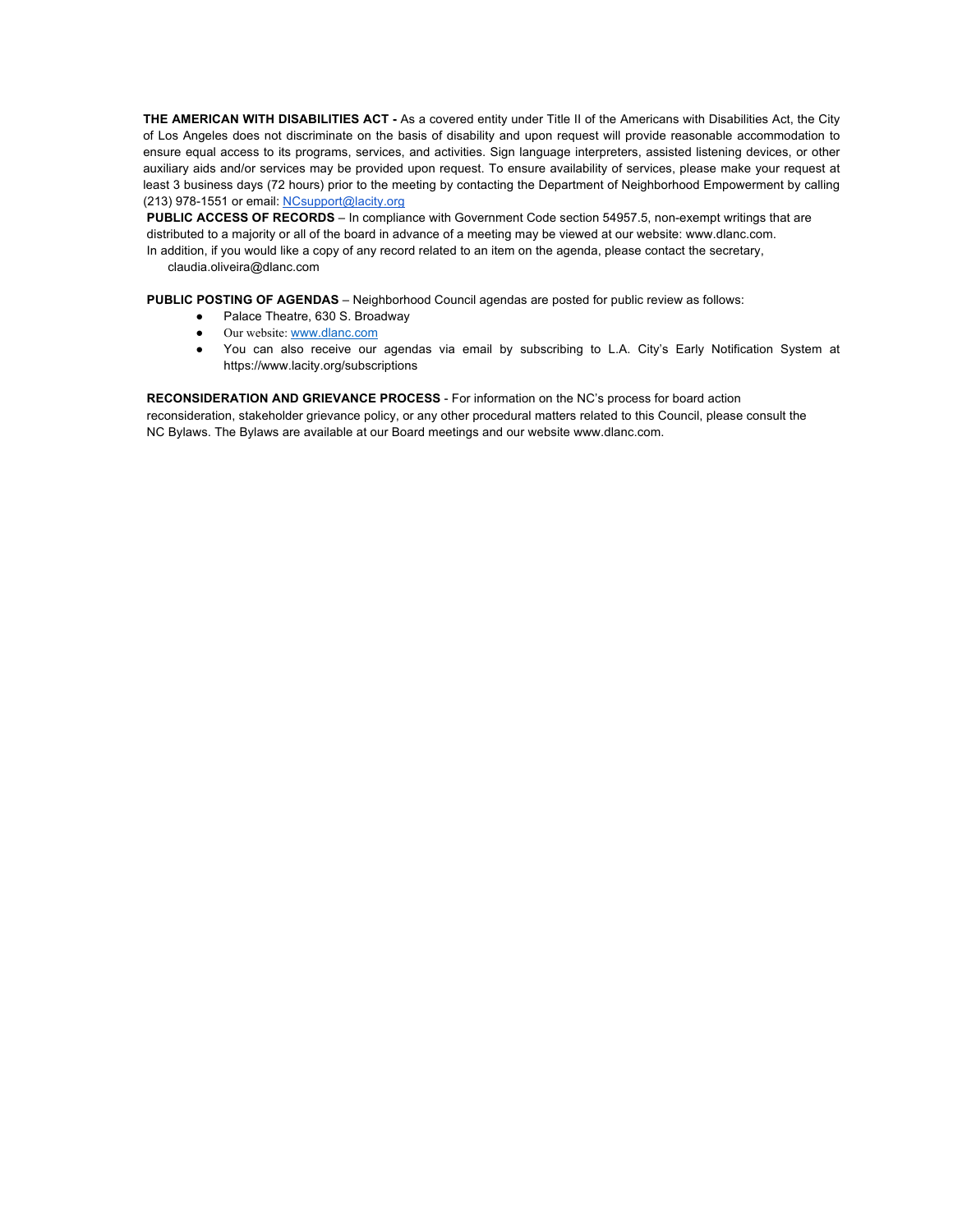**THE AMERICAN WITH DISABILITIES ACT -** As a covered entity under Title II of the Americans with Disabilities Act, the City of Los Angeles does not discriminate on the basis of disability and upon request will provide reasonable accommodation to ensure equal access to its programs, services, and activities. Sign language interpreters, assisted listening devices, or other auxiliary aids and/or services may be provided upon request. To ensure availability of services, please make your request at least 3 business days (72 hours) prior to the meeting by contacting the Department of Neighborhood Empowerment by calling (213) 978-1551 or email: NCsupport@lacity.org

**PUBLIC ACCESS OF RECORDS** – In compliance with Government Code section 54957.5, non-exempt writings that are distributed to a majority or all of the board in advance of a meeting may be viewed at our website: www.dlanc.com.
In addition, if you would like a copy of any record related to an item on the agenda, please contact the secretary, claudia.oliveira@dlanc.com

**PUBLIC POSTING OF AGENDAS** – Neighborhood Council agendas are posted for public review as follows:

- Palace Theatre, 630 S. Broadway
- Our website: www.dlanc.com
- You can also receive our agendas via email by subscribing to L.A. City's Early Notification System at https://www.lacity.org/subscriptions

**RECONSIDERATION AND GRIEVANCE PROCESS** - For information on the NC's process for board action reconsideration, stakeholder grievance policy, or any other procedural matters related to this Council, please consult the NC Bylaws. The Bylaws are available at our Board meetings and our website www.dlanc.com.